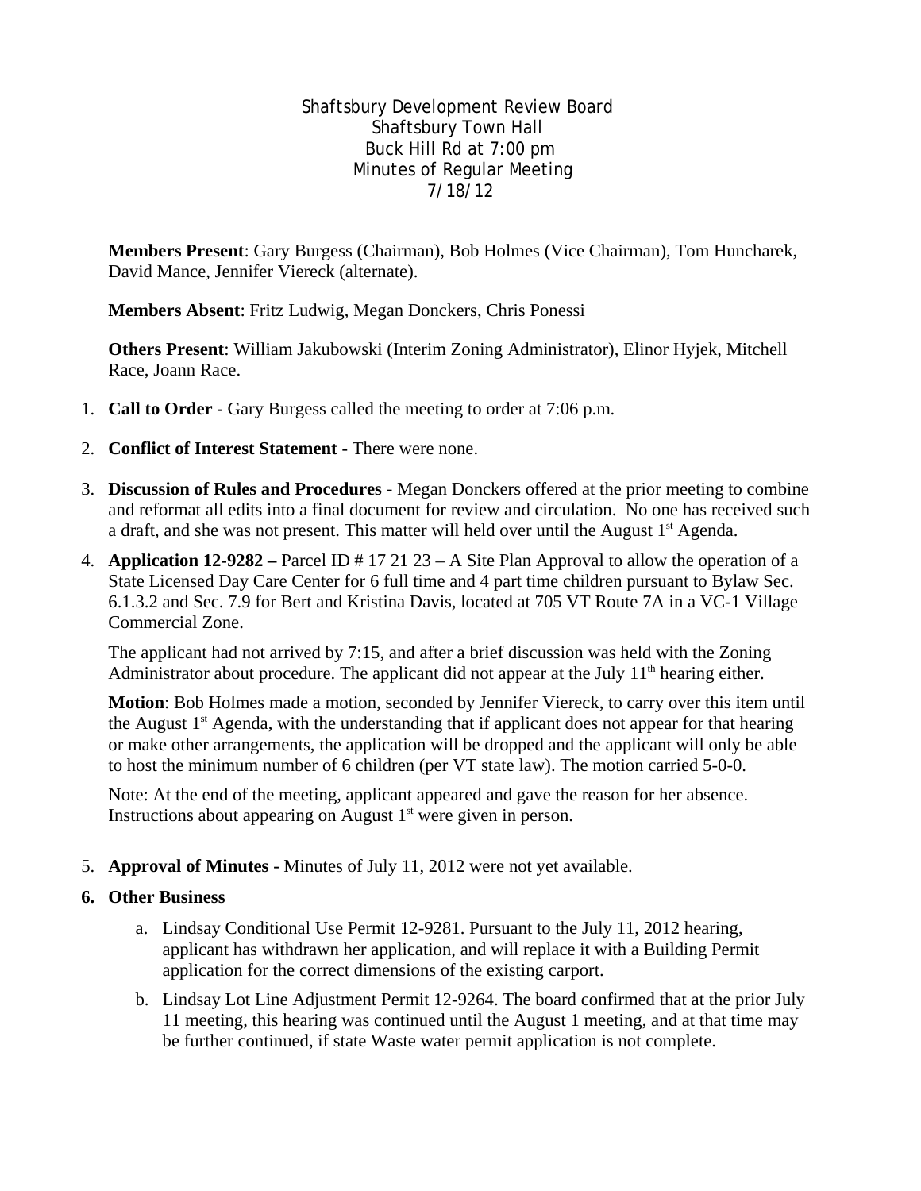Shaftsbury Development Review Board
Shaftsbury Town Hall
Buck Hill Rd at 7:00 pm
Minutes of Regular Meeting
7/18/12

**Members Present**: Gary Burgess (Chairman), Bob Holmes (Vice Chairman), Tom Huncharek, David Mance, Jennifer Viereck (alternate).

**Members Absent**: Fritz Ludwig, Megan Donckers, Chris Ponessi

**Others Present**: William Jakubowski (Interim Zoning Administrator), Elinor Hyjek, Mitchell Race, Joann Race.

1. **Call to Order -** Gary Burgess called the meeting to order at 7:06 p.m.

2. **Conflict of Interest Statement -** There were none.

3. **Discussion of Rules and Procedures -** Megan Donckers offered at the prior meeting to combine and reformat all edits into a final document for review and circulation. No one has received such a draft, and she was not present. This matter will held over until the August 1st Agenda.

4. **Application 12-9282 –** Parcel ID # 17 21 23 – A Site Plan Approval to allow the operation of a State Licensed Day Care Center for 6 full time and 4 part time children pursuant to Bylaw Sec. 6.1.3.2 and Sec. 7.9 for Bert and Kristina Davis, located at 705 VT Route 7A in a VC-1 Village Commercial Zone.

   The applicant had not arrived by 7:15, and after a brief discussion was held with the Zoning Administrator about procedure. The applicant did not appear at the July 11th hearing either.

   **Motion**: Bob Holmes made a motion, seconded by Jennifer Viereck, to carry over this item until the August 1st Agenda, with the understanding that if applicant does not appear for that hearing or make other arrangements, the application will be dropped and the applicant will only be able to host the minimum number of 6 children (per VT state law). The motion carried 5-0-0.

   Note: At the end of the meeting, applicant appeared and gave the reason for her absence. Instructions about appearing on August 1st were given in person.

5. **Approval of Minutes -** Minutes of July 11, 2012 were not yet available.

6. **Other Business**

   a. Lindsay Conditional Use Permit 12-9281. Pursuant to the July 11, 2012 hearing, applicant has withdrawn her application, and will replace it with a Building Permit application for the correct dimensions of the existing carport.

   b. Lindsay Lot Line Adjustment Permit 12-9264. The board confirmed that at the prior July 11 meeting, this hearing was continued until the August 1 meeting, and at that time may be further continued, if state Waste water permit application is not complete.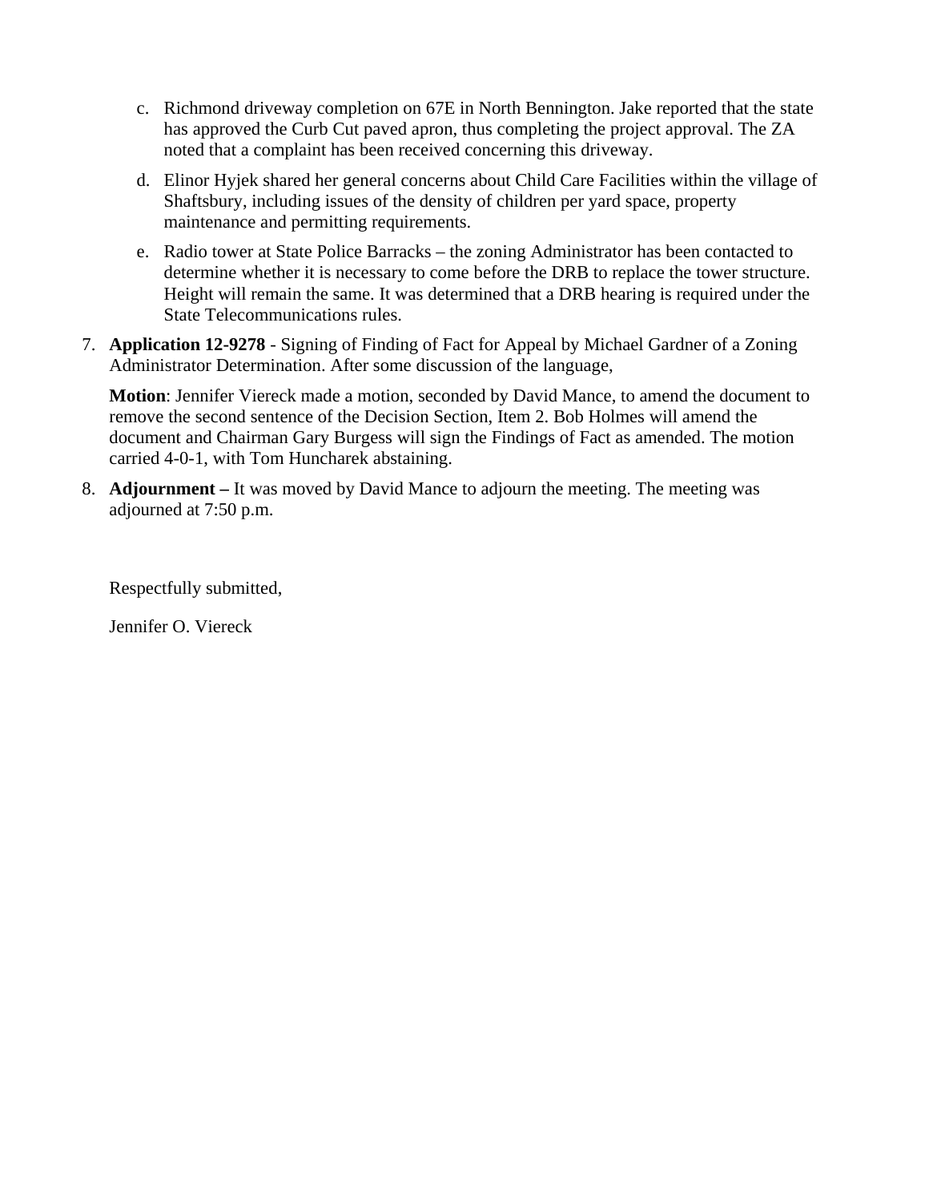c. Richmond driveway completion on 67E in North Bennington. Jake reported that the state has approved the Curb Cut paved apron, thus completing the project approval. The ZA noted that a complaint has been received concerning this driveway.

d. Elinor Hyjek shared her general concerns about Child Care Facilities within the village of Shaftsbury, including issues of the density of children per yard space, property maintenance and permitting requirements.

e. Radio tower at State Police Barracks – the zoning Administrator has been contacted to determine whether it is necessary to come before the DRB to replace the tower structure. Height will remain the same. It was determined that a DRB hearing is required under the State Telecommunications rules.

7. **Application 12-9278** - Signing of Finding of Fact for Appeal by Michael Gardner of a Zoning Administrator Determination. After some discussion of the language,

   **Motion**: Jennifer Viereck made a motion, seconded by David Mance, to amend the document to remove the second sentence of the Decision Section, Item 2. Bob Holmes will amend the document and Chairman Gary Burgess will sign the Findings of Fact as amended. The motion carried 4-0-1, with Tom Huncharek abstaining.

8. **Adjournment –** It was moved by David Mance to adjourn the meeting. The meeting was adjourned at 7:50 p.m.

Respectfully submitted,

Jennifer O. Viereck